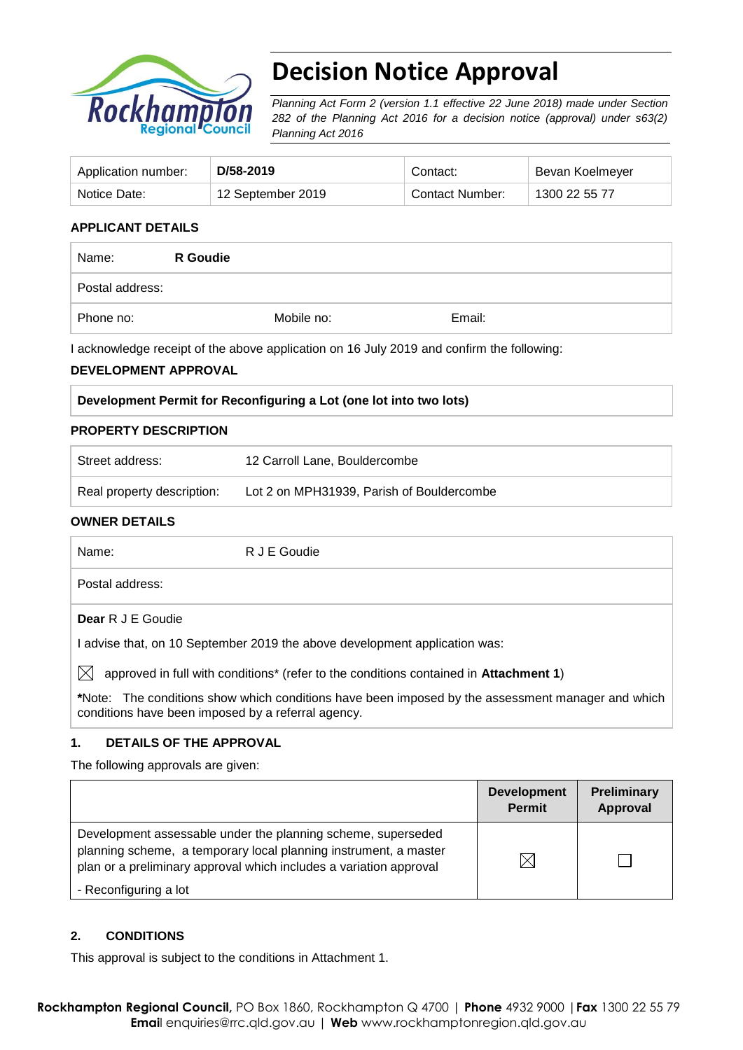# Decision Notice Approval

*Planning Act Form 2 (version 1.1 effective 22 June 2018) made under Section 282 of the Planning Act 2016 for a decision notice (approval) under s63(2) Planning Act 2016*

| Application number: | **D/58-2019** | Contact: | Bevan Koelmeyer |
|---|---|---|---|
| Notice Date: | 12 September 2019 | Contact Number: | 1300 22 55 77 |

**APPLICANT DETAILS**

| Name: | **R Goudie** | |
|---|---|---|
| Postal address: | | |
| Phone no: | Mobile no: | Email: |

I acknowledge receipt of the above application on 16 July 2019 and confirm the following:

**DEVELOPMENT APPROVAL**

**Development Permit for Reconfiguring a Lot (one lot into two lots)**

**PROPERTY DESCRIPTION**

| Street address: | 12 Carroll Lane, Bouldercombe |
|---|---|
| Real property description: | Lot 2 on MPH31939, Parish of Bouldercombe |

**OWNER DETAILS**

| Name: | R J E Goudie |
|---|---|
| Postal address: | |

**Dear** R J E Goudie

I advise that, on 10 September 2019 the above development application was:

☒ approved in full with conditions* (refer to the conditions contained in **Attachment 1**)

***Note:** The conditions show which conditions have been imposed by the assessment manager and which conditions have been imposed by a referral agency.

**1. DETAILS OF THE APPROVAL**

The following approvals are given:

| | Development Permit | Preliminary Approval |
|---|---|---|
| Development assessable under the planning scheme, superseded planning scheme, a temporary local planning instrument, a master plan or a preliminary approval which includes a variation approval<br>- Reconfiguring a lot | ☒ | ☐ |

**2. CONDITIONS**

This approval is subject to the conditions in Attachment 1.

**Rockhampton Regional Council,** PO Box 1860, Rockhampton Q 4700 | **Phone** 4932 9000 | **Fax** 1300 22 55 79
**Email** enquiries@rrc.qld.gov.au | **Web** www.rockhamptonregion.qld.gov.au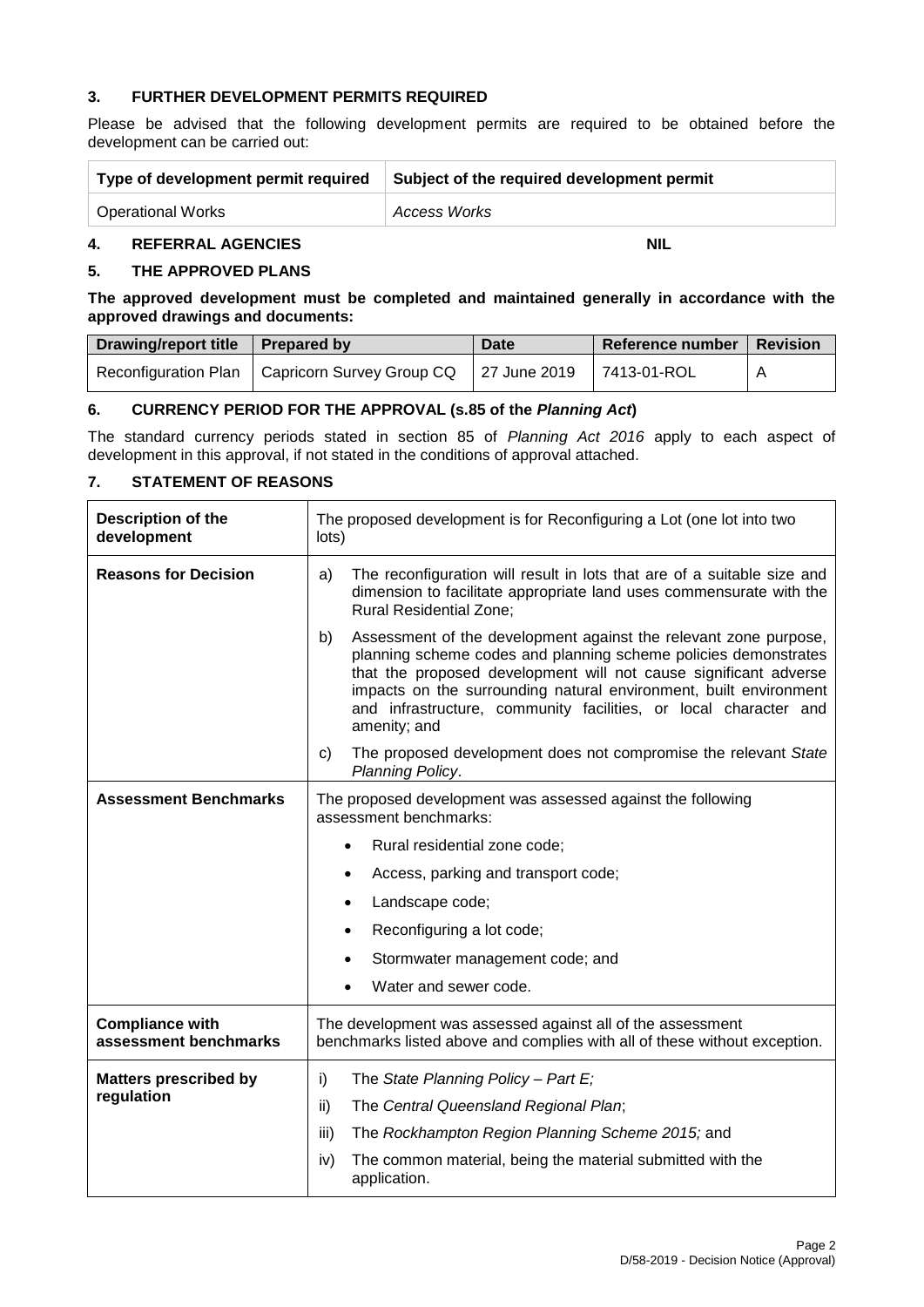### 3. FURTHER DEVELOPMENT PERMITS REQUIRED

Please be advised that the following development permits are required to be obtained before the development can be carried out:

| Type of development permit required | Subject of the required development permit |
|---|---|
| Operational Works | *Access Works* |

### 4. REFERRAL AGENCIES NIL

### 5. THE APPROVED PLANS

**The approved development must be completed and maintained generally in accordance with the approved drawings and documents:**

| Drawing/report title | Prepared by | Date | Reference number | Revision |
|---|---|---|---|---|
| Reconfiguration Plan | Capricorn Survey Group CQ | 27 June 2019 | 7413-01-ROL | A |

### 6. CURRENCY PERIOD FOR THE APPROVAL (s.85 of the *Planning Act*)

The standard currency periods stated in section 85 of *Planning Act 2016* apply to each aspect of development in this approval, if not stated in the conditions of approval attached.

### 7. STATEMENT OF REASONS

| | |
|---|---|
| **Description of the development** | The proposed development is for Reconfiguring a Lot (one lot into two lots) |
| **Reasons for Decision** | a) The reconfiguration will result in lots that are of a suitable size and dimension to facilitate appropriate land uses commensurate with the Rural Residential Zone;<br>b) Assessment of the development against the relevant zone purpose, planning scheme codes and planning scheme policies demonstrates that the proposed development will not cause significant adverse impacts on the surrounding natural environment, built environment and infrastructure, community facilities, or local character and amenity; and<br>c) The proposed development does not compromise the relevant *State Planning Policy*. |
| **Assessment Benchmarks** | The proposed development was assessed against the following assessment benchmarks:<br>• Rural residential zone code;<br>• Access, parking and transport code;<br>• Landscape code;<br>• Reconfiguring a lot code;<br>• Stormwater management code; and<br>• Water and sewer code. |
| **Compliance with assessment benchmarks** | The development was assessed against all of the assessment benchmarks listed above and complies with all of these without exception. |
| **Matters prescribed by regulation** | i) The *State Planning Policy – Part E;*<br>ii) The *Central Queensland Regional Plan*;<br>iii) The *Rockhampton Region Planning Scheme 2015;* and<br>iv) The common material, being the material submitted with the application. |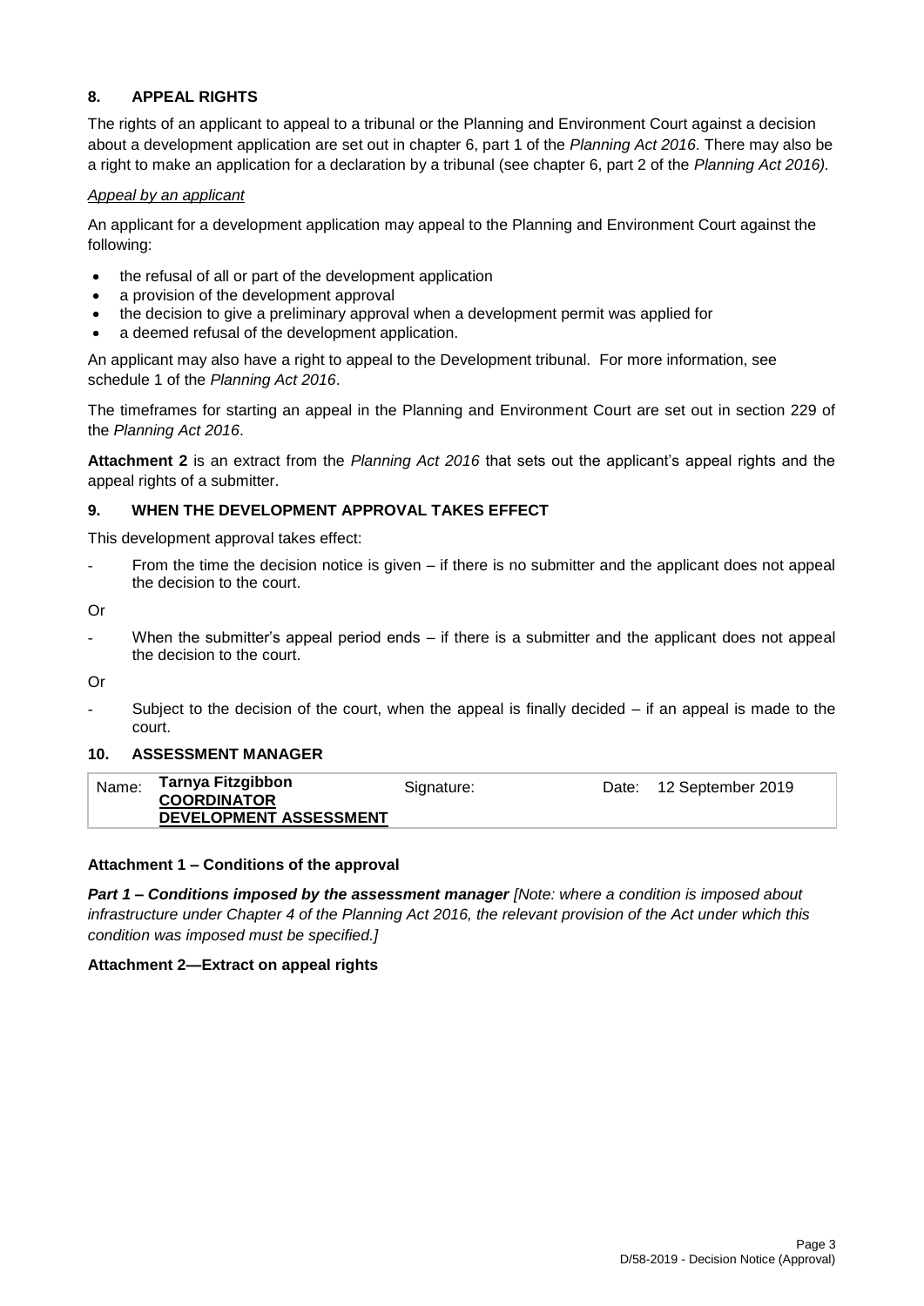## 8. APPEAL RIGHTS

The rights of an applicant to appeal to a tribunal or the Planning and Environment Court against a decision about a development application are set out in chapter 6, part 1 of the *Planning Act 2016*. There may also be a right to make an application for a declaration by a tribunal (see chapter 6, part 2 of the *Planning Act 2016).*

*Appeal by an applicant*

An applicant for a development application may appeal to the Planning and Environment Court against the following:

- the refusal of all or part of the development application
- a provision of the development approval
- the decision to give a preliminary approval when a development permit was applied for
- a deemed refusal of the development application.

An applicant may also have a right to appeal to the Development tribunal. For more information, see schedule 1 of the *Planning Act 2016*.

The timeframes for starting an appeal in the Planning and Environment Court are set out in section 229 of the *Planning Act 2016*.

**Attachment 2** is an extract from the *Planning Act 2016* that sets out the applicant's appeal rights and the appeal rights of a submitter.

## 9. WHEN THE DEVELOPMENT APPROVAL TAKES EFFECT

This development approval takes effect:

- From the time the decision notice is given – if there is no submitter and the applicant does not appeal the decision to the court.

Or

- When the submitter's appeal period ends – if there is a submitter and the applicant does not appeal the decision to the court.

Or

- Subject to the decision of the court, when the appeal is finally decided – if an appeal is made to the court.

## 10. ASSESSMENT MANAGER

| Name: | **Tarnya Fitzgibbon** **COORDINATOR DEVELOPMENT ASSESSMENT** | Signature: | | Date: | 12 September 2019 |
|---|---|---|---|---|---|

**Attachment 1 – Conditions of the approval**

***Part 1 – Conditions imposed by the assessment manager*** *[Note: where a condition is imposed about infrastructure under Chapter 4 of the Planning Act 2016, the relevant provision of the Act under which this condition was imposed must be specified.]*

**Attachment 2—Extract on appeal rights**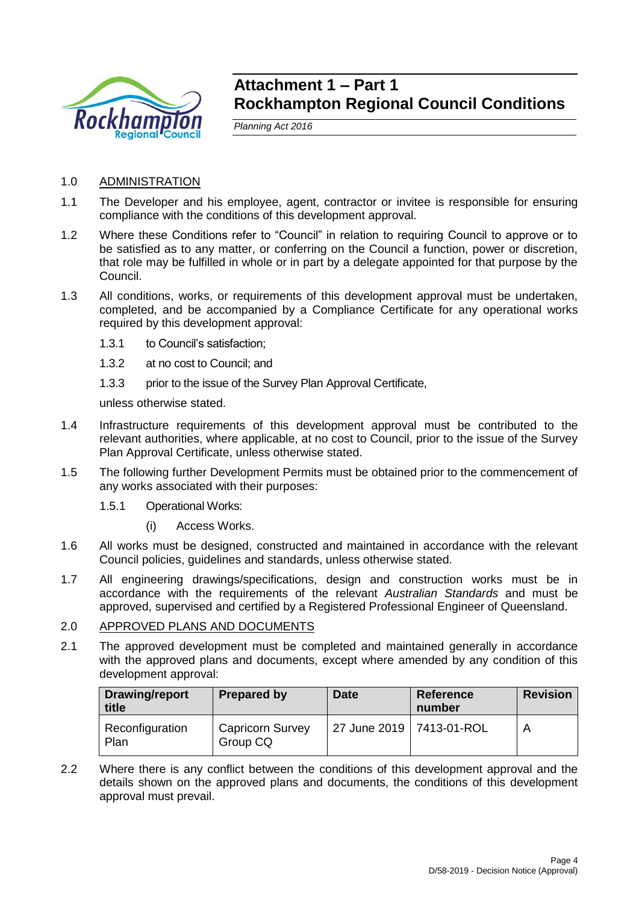# Attachment 1 – Part 1
# Rockhampton Regional Council Conditions

*Planning Act 2016*

1.0 ADMINISTRATION

1.1 The Developer and his employee, agent, contractor or invitee is responsible for ensuring compliance with the conditions of this development approval.

1.2 Where these Conditions refer to "Council" in relation to requiring Council to approve or to be satisfied as to any matter, or conferring on the Council a function, power or discretion, that role may be fulfilled in whole or in part by a delegate appointed for that purpose by the Council.

1.3 All conditions, works, or requirements of this development approval must be undertaken, completed, and be accompanied by a Compliance Certificate for any operational works required by this development approval:

1.3.1 to Council's satisfaction;

1.3.2 at no cost to Council; and

1.3.3 prior to the issue of the Survey Plan Approval Certificate,

unless otherwise stated.

1.4 Infrastructure requirements of this development approval must be contributed to the relevant authorities, where applicable, at no cost to Council, prior to the issue of the Survey Plan Approval Certificate, unless otherwise stated.

1.5 The following further Development Permits must be obtained prior to the commencement of any works associated with their purposes:

1.5.1 Operational Works:

(i) Access Works.

1.6 All works must be designed, constructed and maintained in accordance with the relevant Council policies, guidelines and standards, unless otherwise stated.

1.7 All engineering drawings/specifications, design and construction works must be in accordance with the requirements of the relevant *Australian Standards* and must be approved, supervised and certified by a Registered Professional Engineer of Queensland.

2.0 APPROVED PLANS AND DOCUMENTS

2.1 The approved development must be completed and maintained generally in accordance with the approved plans and documents, except where amended by any condition of this development approval:

| Drawing/report title | Prepared by | Date | Reference number | Revision |
|---|---|---|---|---|
| Reconfiguration Plan | Capricorn Survey Group CQ | 27 June 2019 | 7413-01-ROL | A |

2.2 Where there is any conflict between the conditions of this development approval and the details shown on the approved plans and documents, the conditions of this development approval must prevail.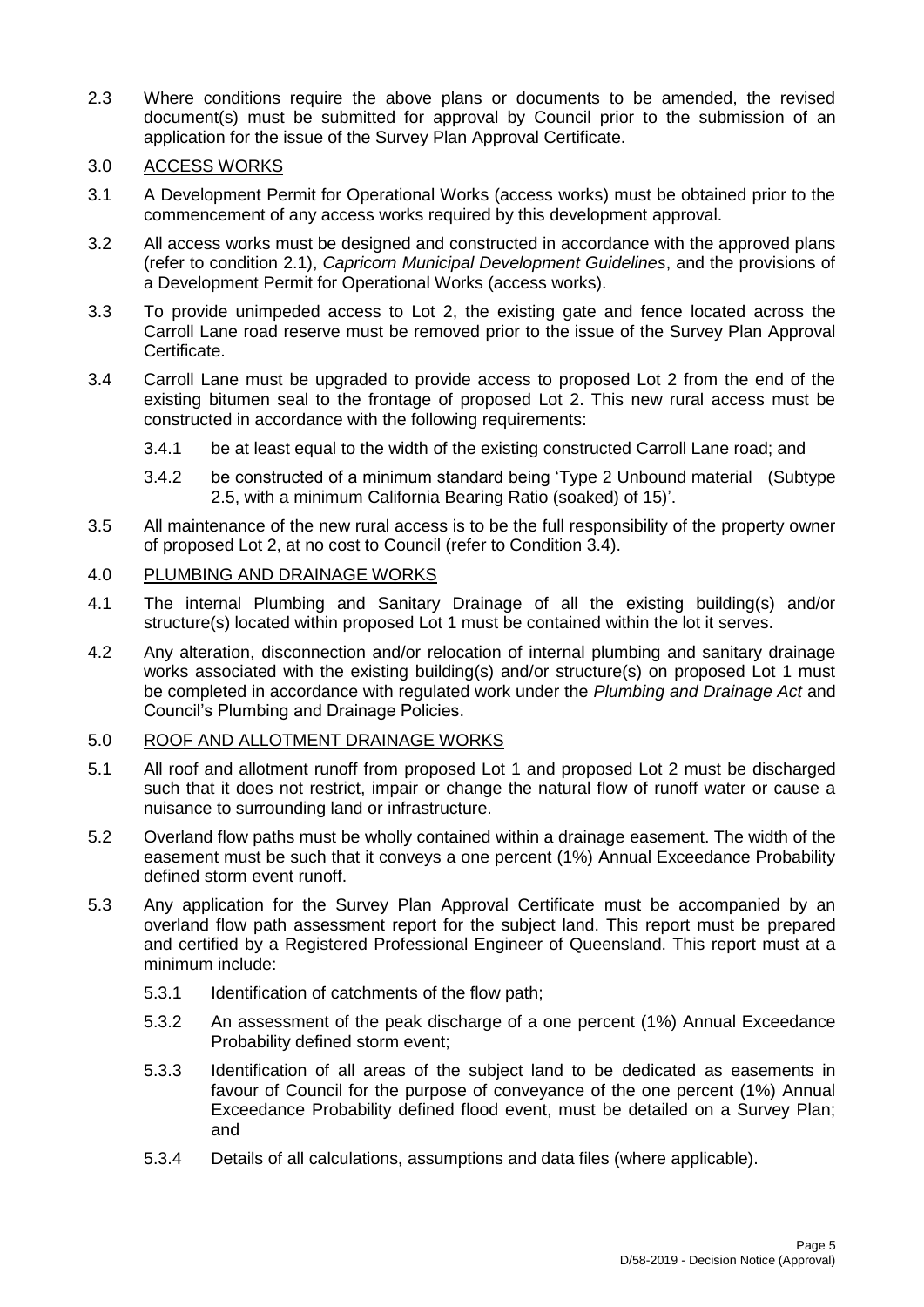2.3 Where conditions require the above plans or documents to be amended, the revised document(s) must be submitted for approval by Council prior to the submission of an application for the issue of the Survey Plan Approval Certificate.

3.0 <u>ACCESS WORKS</u>

3.1 A Development Permit for Operational Works (access works) must be obtained prior to the commencement of any access works required by this development approval.

3.2 All access works must be designed and constructed in accordance with the approved plans (refer to condition 2.1), *Capricorn Municipal Development Guidelines*, and the provisions of a Development Permit for Operational Works (access works).

3.3 To provide unimpeded access to Lot 2, the existing gate and fence located across the Carroll Lane road reserve must be removed prior to the issue of the Survey Plan Approval Certificate.

3.4 Carroll Lane must be upgraded to provide access to proposed Lot 2 from the end of the existing bitumen seal to the frontage of proposed Lot 2. This new rural access must be constructed in accordance with the following requirements:

   3.4.1 be at least equal to the width of the existing constructed Carroll Lane road; and

   3.4.2 be constructed of a minimum standard being 'Type 2 Unbound material (Subtype 2.5, with a minimum California Bearing Ratio (soaked) of 15)'.

3.5 All maintenance of the new rural access is to be the full responsibility of the property owner of proposed Lot 2, at no cost to Council (refer to Condition 3.4).

4.0 <u>PLUMBING AND DRAINAGE WORKS</u>

4.1 The internal Plumbing and Sanitary Drainage of all the existing building(s) and/or structure(s) located within proposed Lot 1 must be contained within the lot it serves.

4.2 Any alteration, disconnection and/or relocation of internal plumbing and sanitary drainage works associated with the existing building(s) and/or structure(s) on proposed Lot 1 must be completed in accordance with regulated work under the *Plumbing and Drainage Act* and Council's Plumbing and Drainage Policies.

5.0 <u>ROOF AND ALLOTMENT DRAINAGE WORKS</u>

5.1 All roof and allotment runoff from proposed Lot 1 and proposed Lot 2 must be discharged such that it does not restrict, impair or change the natural flow of runoff water or cause a nuisance to surrounding land or infrastructure.

5.2 Overland flow paths must be wholly contained within a drainage easement. The width of the easement must be such that it conveys a one percent (1%) Annual Exceedance Probability defined storm event runoff.

5.3 Any application for the Survey Plan Approval Certificate must be accompanied by an overland flow path assessment report for the subject land. This report must be prepared and certified by a Registered Professional Engineer of Queensland. This report must at a minimum include:

   5.3.1 Identification of catchments of the flow path;

   5.3.2 An assessment of the peak discharge of a one percent (1%) Annual Exceedance Probability defined storm event;

   5.3.3 Identification of all areas of the subject land to be dedicated as easements in favour of Council for the purpose of conveyance of the one percent (1%) Annual Exceedance Probability defined flood event, must be detailed on a Survey Plan; and

   5.3.4 Details of all calculations, assumptions and data files (where applicable).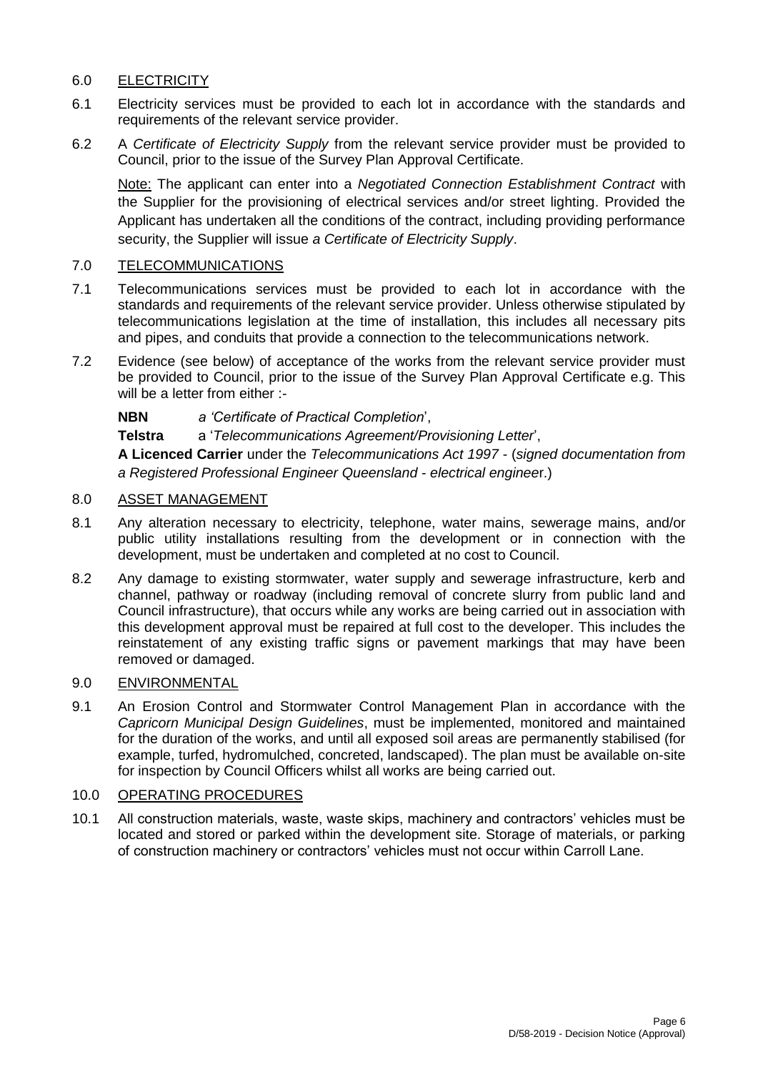## 6.0 ELECTRICITY

6.1 Electricity services must be provided to each lot in accordance with the standards and requirements of the relevant service provider.

6.2 A *Certificate of Electricity Supply* from the relevant service provider must be provided to Council, prior to the issue of the Survey Plan Approval Certificate.

Note: The applicant can enter into a *Negotiated Connection Establishment Contract* with the Supplier for the provisioning of electrical services and/or street lighting. Provided the Applicant has undertaken all the conditions of the contract, including providing performance security, the Supplier will issue *a Certificate of Electricity Supply*.

## 7.0 TELECOMMUNICATIONS

7.1 Telecommunications services must be provided to each lot in accordance with the standards and requirements of the relevant service provider. Unless otherwise stipulated by telecommunications legislation at the time of installation, this includes all necessary pits and pipes, and conduits that provide a connection to the telecommunications network.

7.2 Evidence (see below) of acceptance of the works from the relevant service provider must be provided to Council, prior to the issue of the Survey Plan Approval Certificate e.g. This will be a letter from either :-

**NBN** *a 'Certificate of Practical Completion*',

**Telstra** a '*Telecommunications Agreement/Provisioning Letter*',

**A Licenced Carrier** under the *Telecommunications Act 1997* - (*signed documentation from a Registered Professional Engineer Queensland - electrical engineer.*)

## 8.0 ASSET MANAGEMENT

8.1 Any alteration necessary to electricity, telephone, water mains, sewerage mains, and/or public utility installations resulting from the development or in connection with the development, must be undertaken and completed at no cost to Council.

8.2 Any damage to existing stormwater, water supply and sewerage infrastructure, kerb and channel, pathway or roadway (including removal of concrete slurry from public land and Council infrastructure), that occurs while any works are being carried out in association with this development approval must be repaired at full cost to the developer. This includes the reinstatement of any existing traffic signs or pavement markings that may have been removed or damaged.

## 9.0 ENVIRONMENTAL

9.1 An Erosion Control and Stormwater Control Management Plan in accordance with the *Capricorn Municipal Design Guidelines*, must be implemented, monitored and maintained for the duration of the works, and until all exposed soil areas are permanently stabilised (for example, turfed, hydromulched, concreted, landscaped). The plan must be available on-site for inspection by Council Officers whilst all works are being carried out.

## 10.0 OPERATING PROCEDURES

10.1 All construction materials, waste, waste skips, machinery and contractors' vehicles must be located and stored or parked within the development site. Storage of materials, or parking of construction machinery or contractors' vehicles must not occur within Carroll Lane.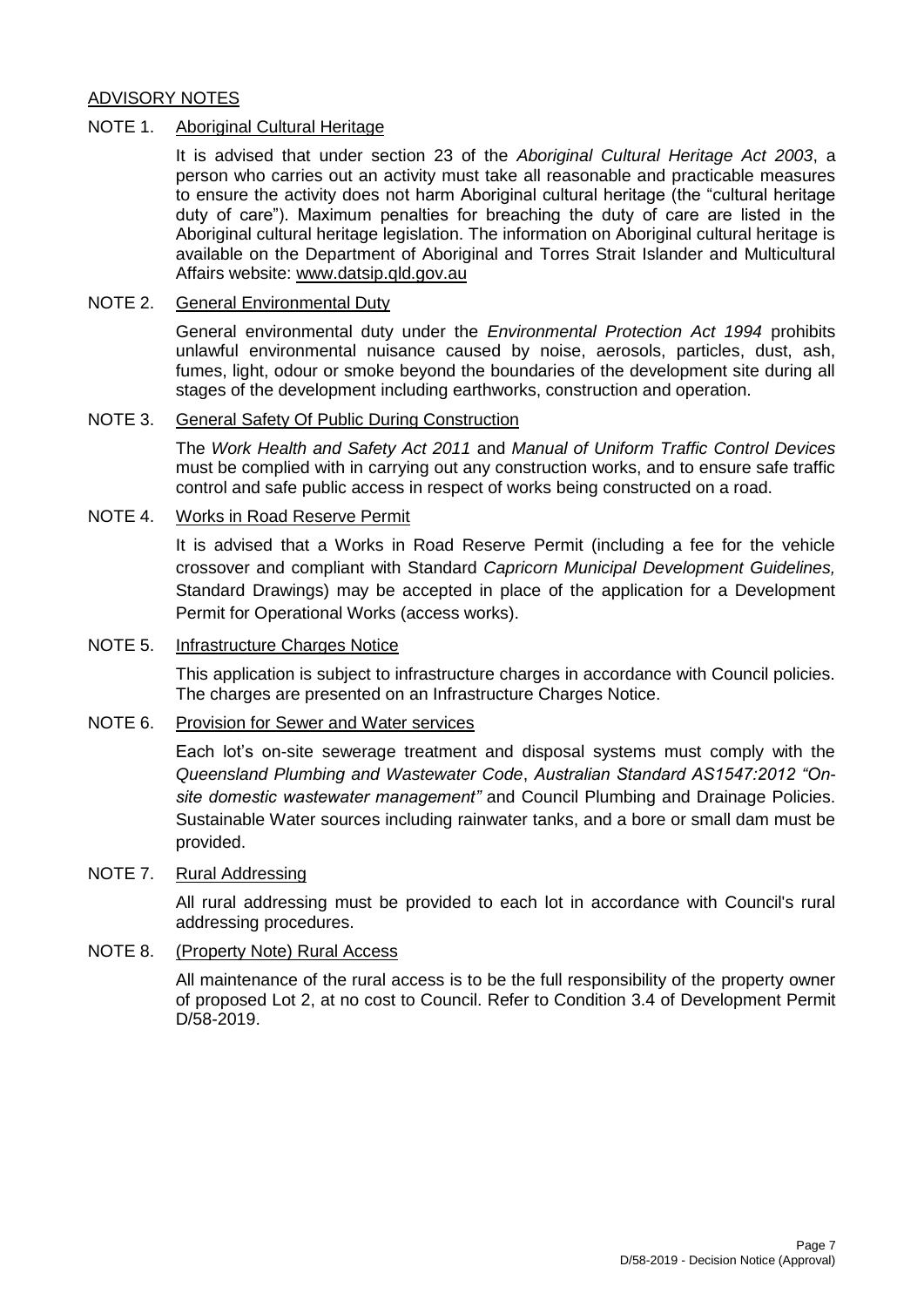## ADVISORY NOTES

NOTE 1. <u>Aboriginal Cultural Heritage</u>

It is advised that under section 23 of the *Aboriginal Cultural Heritage Act 2003*, a person who carries out an activity must take all reasonable and practicable measures to ensure the activity does not harm Aboriginal cultural heritage (the "cultural heritage duty of care"). Maximum penalties for breaching the duty of care are listed in the Aboriginal cultural heritage legislation. The information on Aboriginal cultural heritage is available on the Department of Aboriginal and Torres Strait Islander and Multicultural Affairs website: www.datsip.qld.gov.au

NOTE 2. <u>General Environmental Duty</u>

General environmental duty under the *Environmental Protection Act 1994* prohibits unlawful environmental nuisance caused by noise, aerosols, particles, dust, ash, fumes, light, odour or smoke beyond the boundaries of the development site during all stages of the development including earthworks, construction and operation.

NOTE 3. <u>General Safety Of Public During Construction</u>

The *Work Health and Safety Act 2011* and *Manual of Uniform Traffic Control Devices* must be complied with in carrying out any construction works, and to ensure safe traffic control and safe public access in respect of works being constructed on a road.

NOTE 4. <u>Works in Road Reserve Permit</u>

It is advised that a Works in Road Reserve Permit (including a fee for the vehicle crossover and compliant with Standard *Capricorn Municipal Development Guidelines,* Standard Drawings) may be accepted in place of the application for a Development Permit for Operational Works (access works).

NOTE 5. <u>Infrastructure Charges Notice</u>

This application is subject to infrastructure charges in accordance with Council policies. The charges are presented on an Infrastructure Charges Notice.

NOTE 6. <u>Provision for Sewer and Water services</u>

Each lot's on-site sewerage treatment and disposal systems must comply with the *Queensland Plumbing and Wastewater Code*, *Australian Standard AS1547:2012 "On-site domestic wastewater management"* and Council Plumbing and Drainage Policies. Sustainable Water sources including rainwater tanks, and a bore or small dam must be provided.

NOTE 7. <u>Rural Addressing</u>

All rural addressing must be provided to each lot in accordance with Council's rural addressing procedures.

NOTE 8. <u>(Property Note) Rural Access</u>

All maintenance of the rural access is to be the full responsibility of the property owner of proposed Lot 2, at no cost to Council. Refer to Condition 3.4 of Development Permit D/58-2019.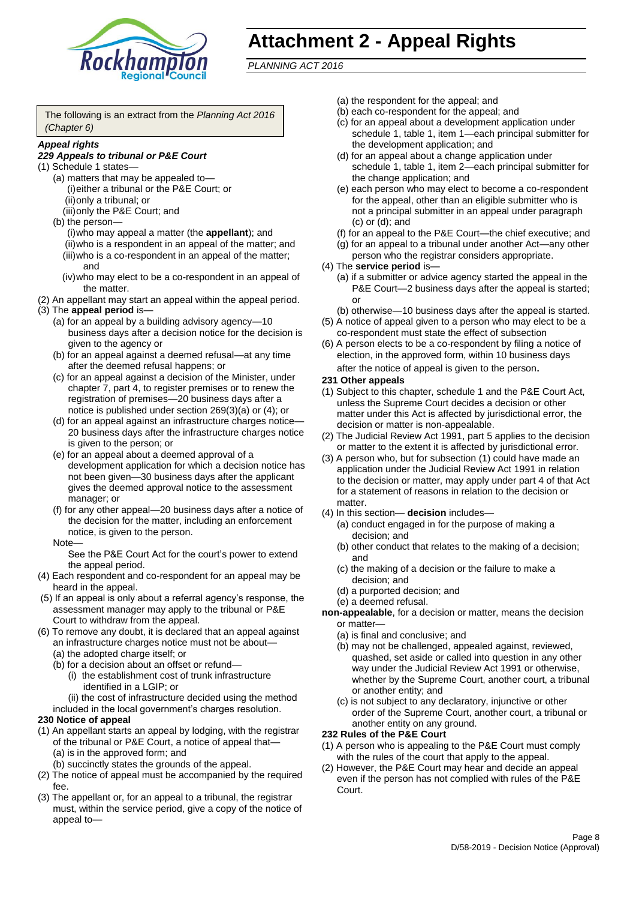# Attachment 2 - Appeal Rights

*PLANNING ACT 2016*

The following is an extract from the *Planning Act 2016 (Chapter 6)*

***Appeal rights***

***229 Appeals to tribunal or P&E Court***

(1) Schedule 1 states—

(a) matters that may be appealed to—

(i) either a tribunal or the P&E Court; or

(ii) only a tribunal; or

(iii) only the P&E Court; and

(b) the person—

(i) who may appeal a matter (the **appellant**); and

(ii) who is a respondent in an appeal of the matter; and

(iii) who is a co-respondent in an appeal of the matter; and

(iv) who may elect to be a co-respondent in an appeal of the matter.

(2) An appellant may start an appeal within the appeal period.

(3) The **appeal period** is—

(a) for an appeal by a building advisory agency—10 business days after a decision notice for the decision is given to the agency or

(b) for an appeal against a deemed refusal—at any time after the deemed refusal happens; or

(c) for an appeal against a decision of the Minister, under chapter 7, part 4, to register premises or to renew the registration of premises—20 business days after a notice is published under section 269(3)(a) or (4); or

(d) for an appeal against an infrastructure charges notice—20 business days after the infrastructure charges notice is given to the person; or

(e) for an appeal about a deemed approval of a development application for which a decision notice has not been given—30 business days after the applicant gives the deemed approval notice to the assessment manager; or

(f) for any other appeal—20 business days after a notice of the decision for the matter, including an enforcement notice, is given to the person.

Note—

See the P&E Court Act for the court's power to extend the appeal period.

(4) Each respondent and co-respondent for an appeal may be heard in the appeal.

(5) If an appeal is only about a referral agency's response, the assessment manager may apply to the tribunal or P&E Court to withdraw from the appeal.

(6) To remove any doubt, it is declared that an appeal against an infrastructure charges notice must not be about—

(a) the adopted charge itself; or

(b) for a decision about an offset or refund—

(i) the establishment cost of trunk infrastructure identified in a LGIP; or

(ii) the cost of infrastructure decided using the method included in the local government's charges resolution.

**230 Notice of appeal**

(1) An appellant starts an appeal by lodging, with the registrar of the tribunal or P&E Court, a notice of appeal that—

(a) is in the approved form; and

(b) succinctly states the grounds of the appeal.

(2) The notice of appeal must be accompanied by the required fee.

(3) The appellant or, for an appeal to a tribunal, the registrar must, within the service period, give a copy of the notice of appeal to—

(a) the respondent for the appeal; and

(b) each co-respondent for the appeal; and

(c) for an appeal about a development application under schedule 1, table 1, item 1—each principal submitter for the development application; and

(d) for an appeal about a change application under schedule 1, table 1, item 2—each principal submitter for the change application; and

(e) each person who may elect to become a co-respondent for the appeal, other than an eligible submitter who is not a principal submitter in an appeal under paragraph (c) or (d); and

(f) for an appeal to the P&E Court—the chief executive; and

(g) for an appeal to a tribunal under another Act—any other person who the registrar considers appropriate.

(4) The **service period** is—

(a) if a submitter or advice agency started the appeal in the P&E Court—2 business days after the appeal is started; or

(b) otherwise—10 business days after the appeal is started.

(5) A notice of appeal given to a person who may elect to be a co-respondent must state the effect of subsection

(6) A person elects to be a co-respondent by filing a notice of election, in the approved form, within 10 business days after the notice of appeal is given to the person.

**231 Other appeals**

(1) Subject to this chapter, schedule 1 and the P&E Court Act, unless the Supreme Court decides a decision or other matter under this Act is affected by jurisdictional error, the decision or matter is non-appealable.

(2) The Judicial Review Act 1991, part 5 applies to the decision or matter to the extent it is affected by jurisdictional error.

(3) A person who, but for subsection (1) could have made an application under the Judicial Review Act 1991 in relation to the decision or matter, may apply under part 4 of that Act for a statement of reasons in relation to the decision or matter.

(4) In this section— **decision** includes—

(a) conduct engaged in for the purpose of making a decision; and

(b) other conduct that relates to the making of a decision; and

(c) the making of a decision or the failure to make a decision; and

(d) a purported decision; and

(e) a deemed refusal.

**non-appealable**, for a decision or matter, means the decision or matter—

(a) is final and conclusive; and

(b) may not be challenged, appealed against, reviewed, quashed, set aside or called into question in any other way under the Judicial Review Act 1991 or otherwise, whether by the Supreme Court, another court, a tribunal or another entity; and

(c) is not subject to any declaratory, injunctive or other order of the Supreme Court, another court, a tribunal or another entity on any ground.

**232 Rules of the P&E Court**

(1) A person who is appealing to the P&E Court must comply with the rules of the court that apply to the appeal.

(2) However, the P&E Court may hear and decide an appeal even if the person has not complied with rules of the P&E Court.

D/58-2019 - Decision Notice (Approval)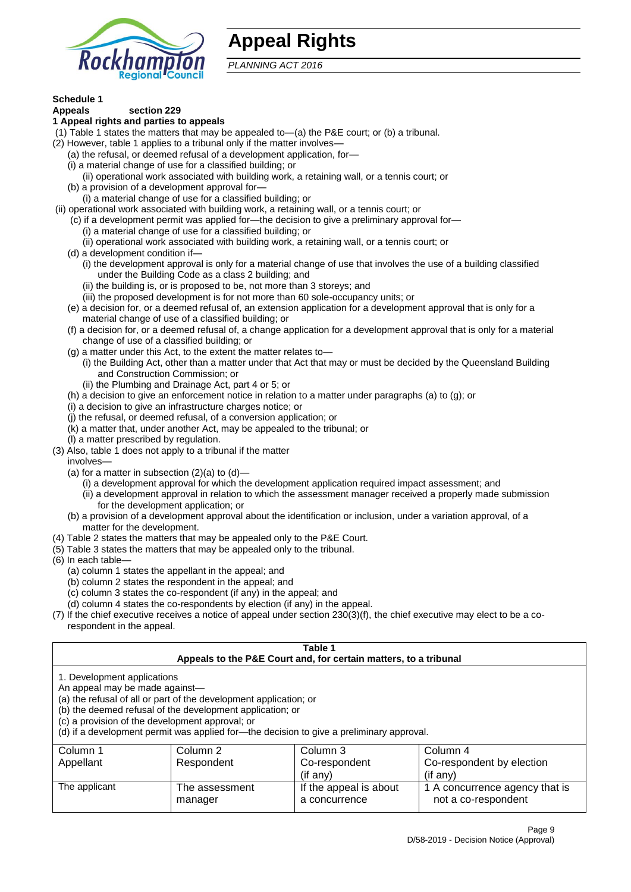# Appeal Rights

*PLANNING ACT 2016*

**Schedule 1**

**Appeals section 229**

**1 Appeal rights and parties to appeals**

(1) Table 1 states the matters that may be appealed to—(a) the P&E court; or (b) a tribunal.

(2) However, table 1 applies to a tribunal only if the matter involves—

(a) the refusal, or deemed refusal of a development application, for—

(i) a material change of use for a classified building; or

(ii) operational work associated with building work, a retaining wall, or a tennis court; or

(b) a provision of a development approval for—

(i) a material change of use for a classified building; or

(ii) operational work associated with building work, a retaining wall, or a tennis court; or

(c) if a development permit was applied for—the decision to give a preliminary approval for—

(i) a material change of use for a classified building; or

(ii) operational work associated with building work, a retaining wall, or a tennis court; or

(d) a development condition if—

(i) the development approval is only for a material change of use that involves the use of a building classified under the Building Code as a class 2 building; and

(ii) the building is, or is proposed to be, not more than 3 storeys; and

(iii) the proposed development is for not more than 60 sole-occupancy units; or

(e) a decision for, or a deemed refusal of, an extension application for a development approval that is only for a material change of use of a classified building; or

(f) a decision for, or a deemed refusal of, a change application for a development approval that is only for a material change of use of a classified building; or

(g) a matter under this Act, to the extent the matter relates to—

(i) the Building Act, other than a matter under that Act that may or must be decided by the Queensland Building and Construction Commission; or

(ii) the Plumbing and Drainage Act, part 4 or 5; or

(h) a decision to give an enforcement notice in relation to a matter under paragraphs (a) to (g); or

(i) a decision to give an infrastructure charges notice; or

(j) the refusal, or deemed refusal, of a conversion application; or

(k) a matter that, under another Act, may be appealed to the tribunal; or

(l) a matter prescribed by regulation.

(3) Also, table 1 does not apply to a tribunal if the matter involves—

(a) for a matter in subsection (2)(a) to (d)—

(i) a development approval for which the development application required impact assessment; and

(ii) a development approval in relation to which the assessment manager received a properly made submission for the development application; or

(b) a provision of a development approval about the identification or inclusion, under a variation approval, of a matter for the development.

(4) Table 2 states the matters that may be appealed only to the P&E Court.

(5) Table 3 states the matters that may be appealed only to the tribunal.

(6) In each table—

(a) column 1 states the appellant in the appeal; and

(b) column 2 states the respondent in the appeal; and

(c) column 3 states the co-respondent (if any) in the appeal; and

(d) column 4 states the co-respondents by election (if any) in the appeal.

(7) If the chief executive receives a notice of appeal under section 230(3)(f), the chief executive may elect to be a co-respondent in the appeal.

**Table 1**
**Appeals to the P&E Court and, for certain matters, to a tribunal**

1. Development applications

An appeal may be made against—

(a) the refusal of all or part of the development application; or

(b) the deemed refusal of the development application; or

(c) a provision of the development approval; or

(d) if a development permit was applied for—the decision to give a preliminary approval.

| Column 1<br>Appellant | Column 2<br>Respondent | Column 3<br>Co-respondent<br>(if any) | Column 4<br>Co-respondent by election<br>(if any) |
|---|---|---|---|
| The applicant | The assessment manager | If the appeal is about a concurrence | 1 A concurrence agency that is not a co-respondent |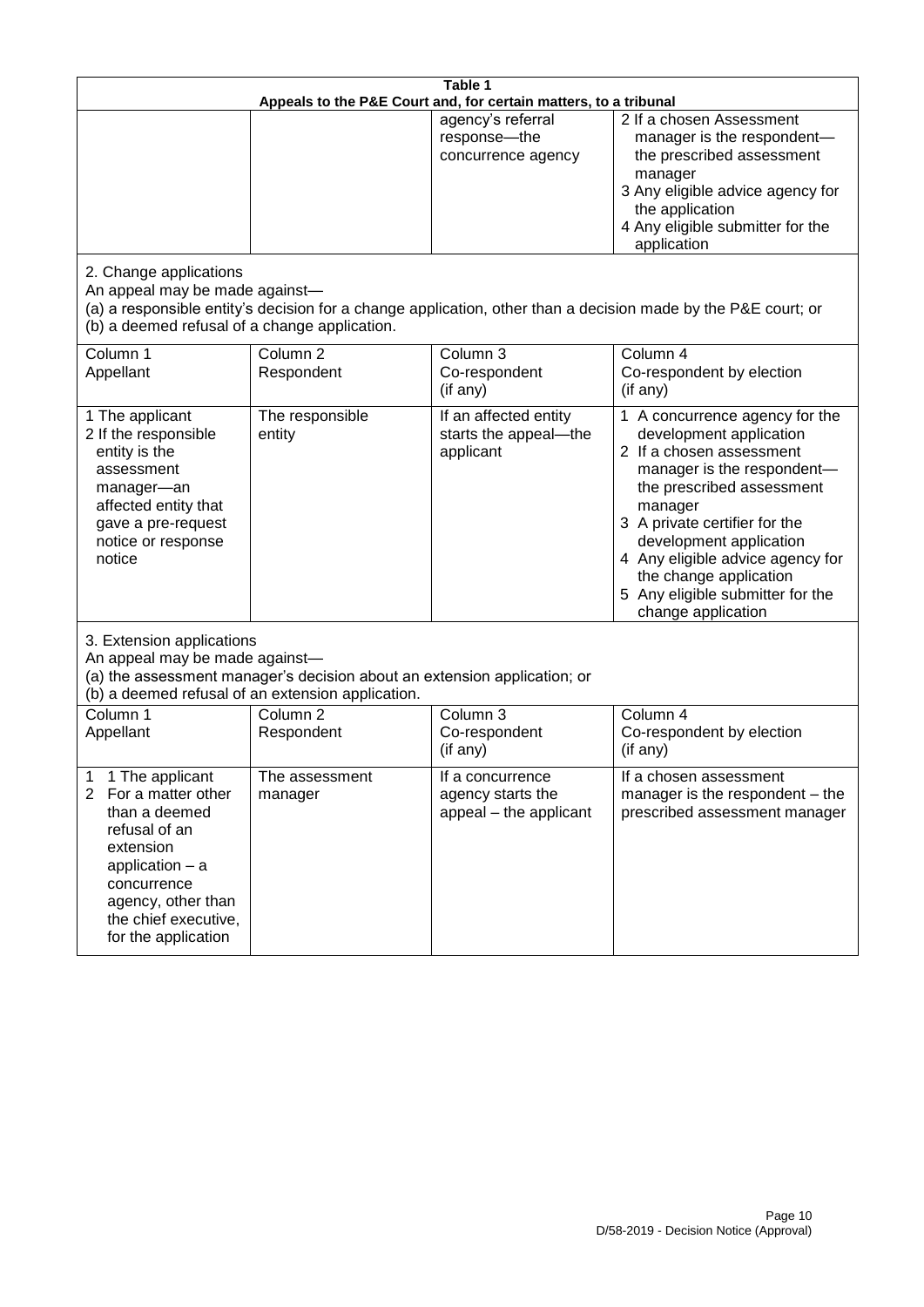**Table 1**
**Appeals to the P&E Court and, for certain matters, to a tribunal**

| | | | |
|---|---|---|---|
| | | agency's referral response—the concurrence agency | 2 If a chosen Assessment manager is the respondent—the prescribed assessment manager<br>3 Any eligible advice agency for the application<br>4 Any eligible submitter for the application |

2. Change applications

An appeal may be made against—

(a) a responsible entity's decision for a change application, other than a decision made by the P&E court; or

(b) a deemed refusal of a change application.

| Column 1<br>Appellant | Column 2<br>Respondent | Column 3<br>Co-respondent<br>(if any) | Column 4<br>Co-respondent by election<br>(if any) |
|---|---|---|---|
| 1 The applicant<br>2 If the responsible entity is the assessment manager—an affected entity that gave a pre-request notice or response notice | The responsible entity | If an affected entity starts the appeal—the applicant | 1 A concurrence agency for the development application<br>2 If a chosen assessment manager is the respondent—the prescribed assessment manager<br>3 A private certifier for the development application<br>4 Any eligible advice agency for the change application<br>5 Any eligible submitter for the change application |

3. Extension applications

An appeal may be made against—

(a) the assessment manager's decision about an extension application; or

(b) a deemed refusal of an extension application.

| Column 1<br>Appellant | Column 2<br>Respondent | Column 3<br>Co-respondent<br>(if any) | Column 4<br>Co-respondent by election<br>(if any) |
|---|---|---|---|
| 1 1 The applicant<br>2 For a matter other than a deemed refusal of an extension application – a concurrence agency, other than the chief executive, for the application | The assessment manager | If a concurrence agency starts the appeal – the applicant | If a chosen assessment manager is the respondent – the prescribed assessment manager |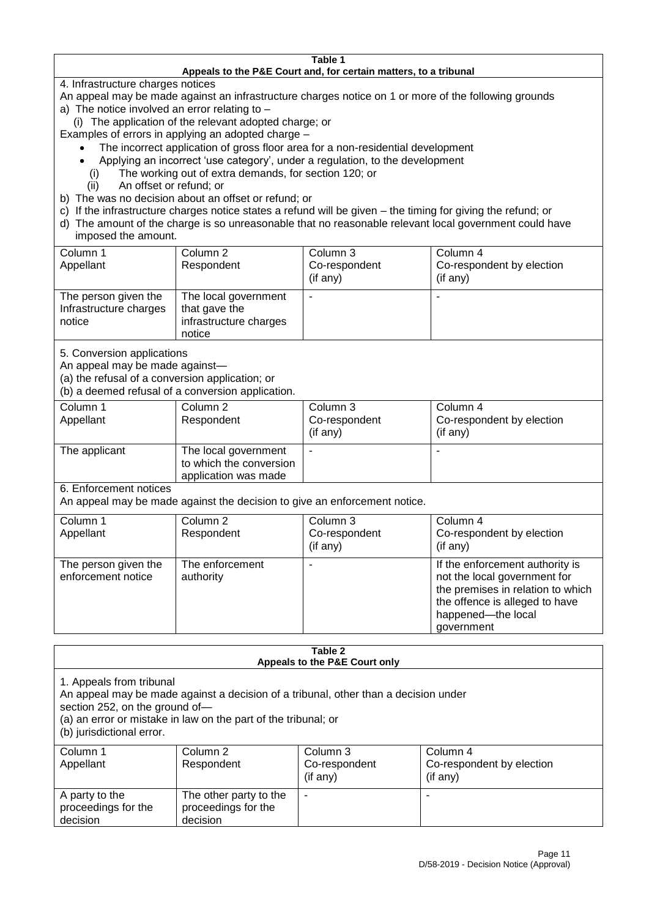**Table 1**
**Appeals to the P&E Court and, for certain matters, to a tribunal**

4. Infrastructure charges notices

An appeal may be made against an infrastructure charges notice on 1 or more of the following grounds

a) The notice involved an error relating to –

(i) The application of the relevant adopted charge; or

Examples of errors in applying an adopted charge –

- The incorrect application of gross floor area for a non-residential development
- Applying an incorrect 'use category', under a regulation, to the development

(i) The working out of extra demands, for section 120; or

(ii) An offset or refund; or

b) The was no decision about an offset or refund; or

c) If the infrastructure charges notice states a refund will be given – the timing for giving the refund; or

d) The amount of the charge is so unreasonable that no reasonable relevant local government could have imposed the amount.

| Column 1<br>Appellant | Column 2<br>Respondent | Column 3<br>Co-respondent<br>(if any) | Column 4<br>Co-respondent by election<br>(if any) |
|---|---|---|---|
| The person given the Infrastructure charges notice | The local government that gave the infrastructure charges notice | - | - |

5. Conversion applications

An appeal may be made against—

(a) the refusal of a conversion application; or

(b) a deemed refusal of a conversion application.

| Column 1<br>Appellant | Column 2<br>Respondent | Column 3<br>Co-respondent<br>(if any) | Column 4<br>Co-respondent by election<br>(if any) |
|---|---|---|---|
| The applicant | The local government to which the conversion application was made | - | - |

6. Enforcement notices

An appeal may be made against the decision to give an enforcement notice.

| Column 1<br>Appellant | Column 2<br>Respondent | Column 3<br>Co-respondent<br>(if any) | Column 4<br>Co-respondent by election<br>(if any) |
|---|---|---|---|
| The person given the enforcement notice | The enforcement authority | - | If the enforcement authority is not the local government for the premises in relation to which the offence is alleged to have happened—the local government |

**Table 2**
**Appeals to the P&E Court only**

1. Appeals from tribunal

An appeal may be made against a decision of a tribunal, other than a decision under section 252, on the ground of—

(a) an error or mistake in law on the part of the tribunal; or

(b) jurisdictional error.

| Column 1<br>Appellant | Column 2<br>Respondent | Column 3<br>Co-respondent<br>(if any) | Column 4<br>Co-respondent by election<br>(if any) |
|---|---|---|---|
| A party to the proceedings for the decision | The other party to the proceedings for the decision | - | - |

D/58-2019 - Decision Notice (Approval)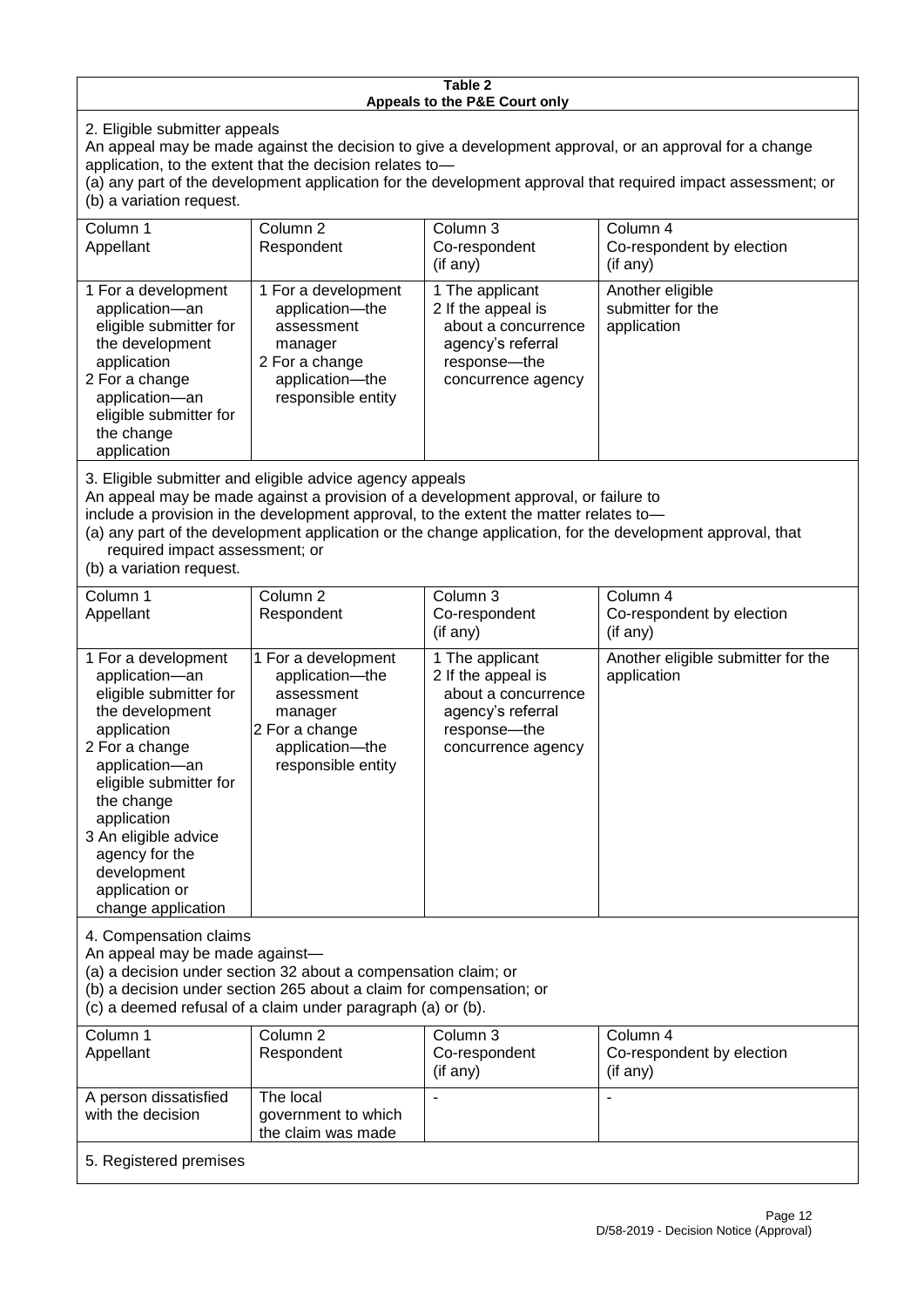**Table 2**
**Appeals to the P&E Court only**

2. Eligible submitter appeals

An appeal may be made against the decision to give a development approval, or an approval for a change application, to the extent that the decision relates to—

(a) any part of the development application for the development approval that required impact assessment; or

(b) a variation request.

| Column 1<br>Appellant | Column 2<br>Respondent | Column 3<br>Co-respondent<br>(if any) | Column 4<br>Co-respondent by election<br>(if any) |
|---|---|---|---|
| 1 For a development application—an eligible submitter for the development application<br>2 For a change application—an eligible submitter for the change application | 1 For a development application—the assessment manager<br>2 For a change application—the responsible entity | 1 The applicant<br>2 If the appeal is about a concurrence agency's referral response—the concurrence agency | Another eligible submitter for the application |

3. Eligible submitter and eligible advice agency appeals

An appeal may be made against a provision of a development approval, or failure to include a provision in the development approval, to the extent the matter relates to—

(a) any part of the development application or the change application, for the development approval, that required impact assessment; or

(b) a variation request.

| Column 1<br>Appellant | Column 2<br>Respondent | Column 3<br>Co-respondent<br>(if any) | Column 4<br>Co-respondent by election<br>(if any) |
|---|---|---|---|
| 1 For a development application—an eligible submitter for the development application<br>2 For a change application—an eligible submitter for the change application<br>3 An eligible advice agency for the development application or change application | 1 For a development application—the assessment manager<br>2 For a change application—the responsible entity | 1 The applicant<br>2 If the appeal is about a concurrence agency's referral response—the concurrence agency | Another eligible submitter for the application |

4. Compensation claims

An appeal may be made against—

(a) a decision under section 32 about a compensation claim; or

(b) a decision under section 265 about a claim for compensation; or

(c) a deemed refusal of a claim under paragraph (a) or (b).

| Column 1<br>Appellant | Column 2<br>Respondent | Column 3<br>Co-respondent<br>(if any) | Column 4<br>Co-respondent by election<br>(if any) |
|---|---|---|---|
| A person dissatisfied with the decision | The local government to which the claim was made | - | - |

5. Registered premises

D/58-2019 - Decision Notice (Approval)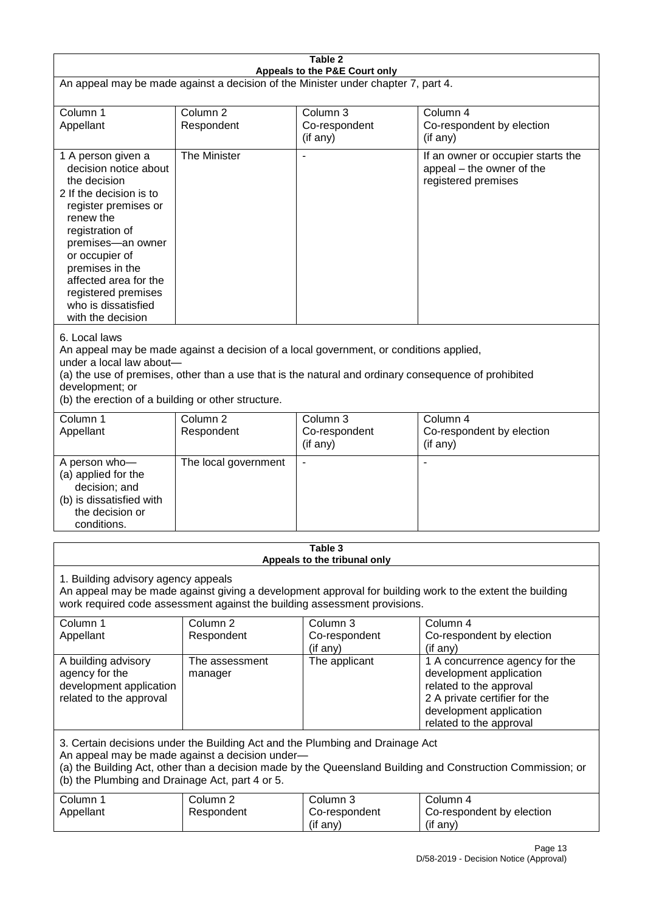**Table 2**
**Appeals to the P&E Court only**

An appeal may be made against a decision of the Minister under chapter 7, part 4.

| Column 1<br>Appellant | Column 2<br>Respondent | Column 3<br>Co-respondent<br>(if any) | Column 4<br>Co-respondent by election<br>(if any) |
|---|---|---|---|
| 1 A person given a decision notice about the decision<br>2 If the decision is to register premises or renew the registration of premises—an owner or occupier of premises in the affected area for the registered premises who is dissatisfied with the decision | The Minister | - | If an owner or occupier starts the appeal – the owner of the registered premises |

6. Local laws

An appeal may be made against a decision of a local government, or conditions applied, under a local law about—

(a) the use of premises, other than a use that is the natural and ordinary consequence of prohibited development; or

(b) the erection of a building or other structure.

| Column 1<br>Appellant | Column 2<br>Respondent | Column 3<br>Co-respondent<br>(if any) | Column 4<br>Co-respondent by election<br>(if any) |
|---|---|---|---|
| A person who—<br>(a) applied for the decision; and<br>(b) is dissatisfied with the decision or conditions. | The local government | - | - |

**Table 3**
**Appeals to the tribunal only**

1. Building advisory agency appeals

An appeal may be made against giving a development approval for building work to the extent the building work required code assessment against the building assessment provisions.

| Column 1<br>Appellant | Column 2<br>Respondent | Column 3<br>Co-respondent<br>(if any) | Column 4<br>Co-respondent by election<br>(if any) |
|---|---|---|---|
| A building advisory agency for the development application related to the approval | The assessment manager | The applicant | 1 A concurrence agency for the development application related to the approval<br>2 A private certifier for the development application related to the approval |

3. Certain decisions under the Building Act and the Plumbing and Drainage Act

An appeal may be made against a decision under—

(a) the Building Act, other than a decision made by the Queensland Building and Construction Commission; or

(b) the Plumbing and Drainage Act, part 4 or 5.

| Column 1<br>Appellant | Column 2<br>Respondent | Column 3<br>Co-respondent<br>(if any) | Column 4<br>Co-respondent by election<br>(if any) |
|---|---|---|---|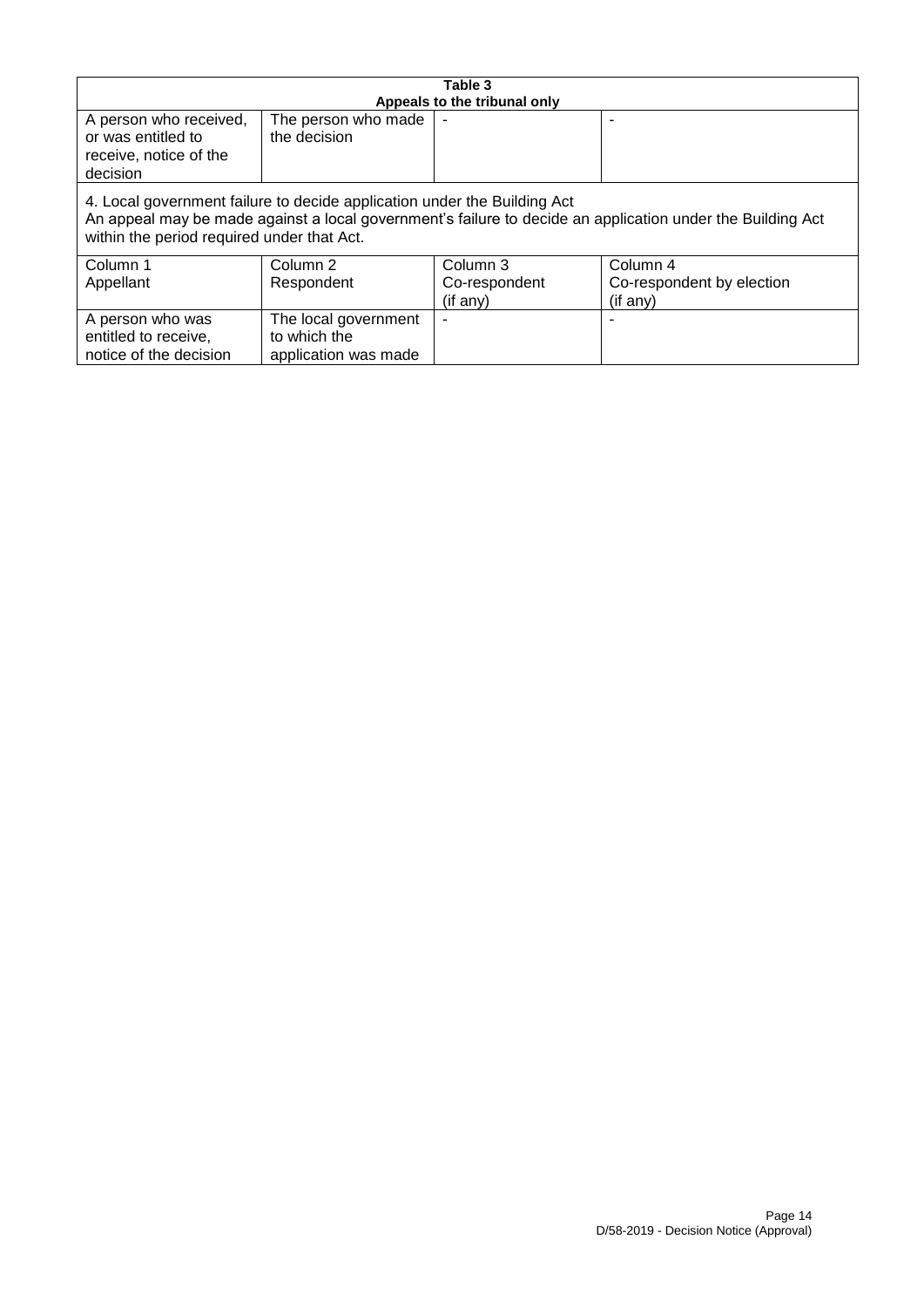| Table 3<br>Appeals to the tribunal only | | | |
|---|---|---|---|
| A person who received, or was entitled to receive, notice of the decision | The person who made the decision | - | - |
| 4. Local government failure to decide application under the Building Act<br>An appeal may be made against a local government's failure to decide an application under the Building Act within the period required under that Act. | | | |
| Column 1<br>Appellant | Column 2<br>Respondent | Column 3<br>Co-respondent (if any) | Column 4<br>Co-respondent by election (if any) |
| A person who was entitled to receive, notice of the decision | The local government to which the application was made | - | - |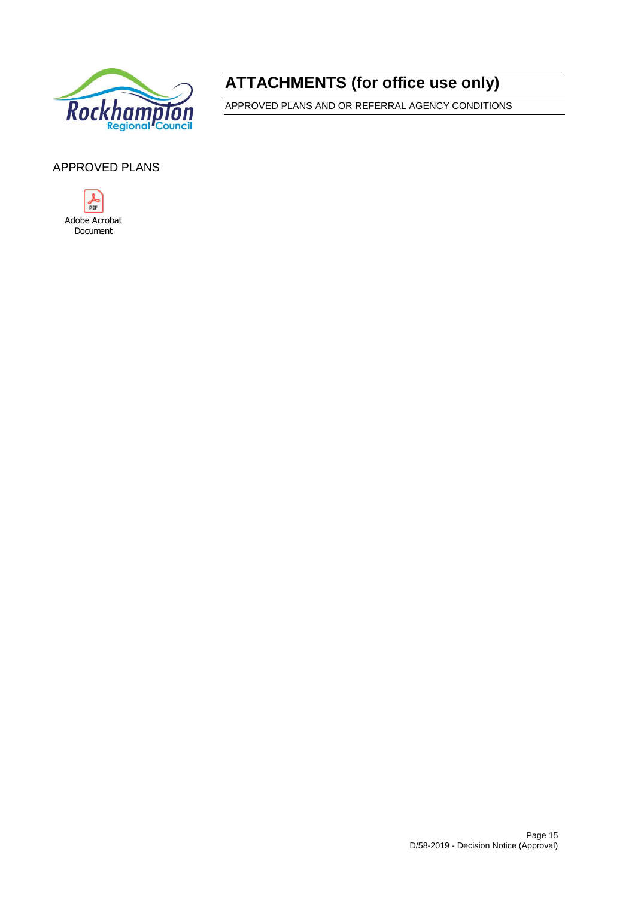# ATTACHMENTS (for office use only)

APPROVED PLANS AND OR REFERRAL AGENCY CONDITIONS

APPROVED PLANS

Adobe Acrobat Document